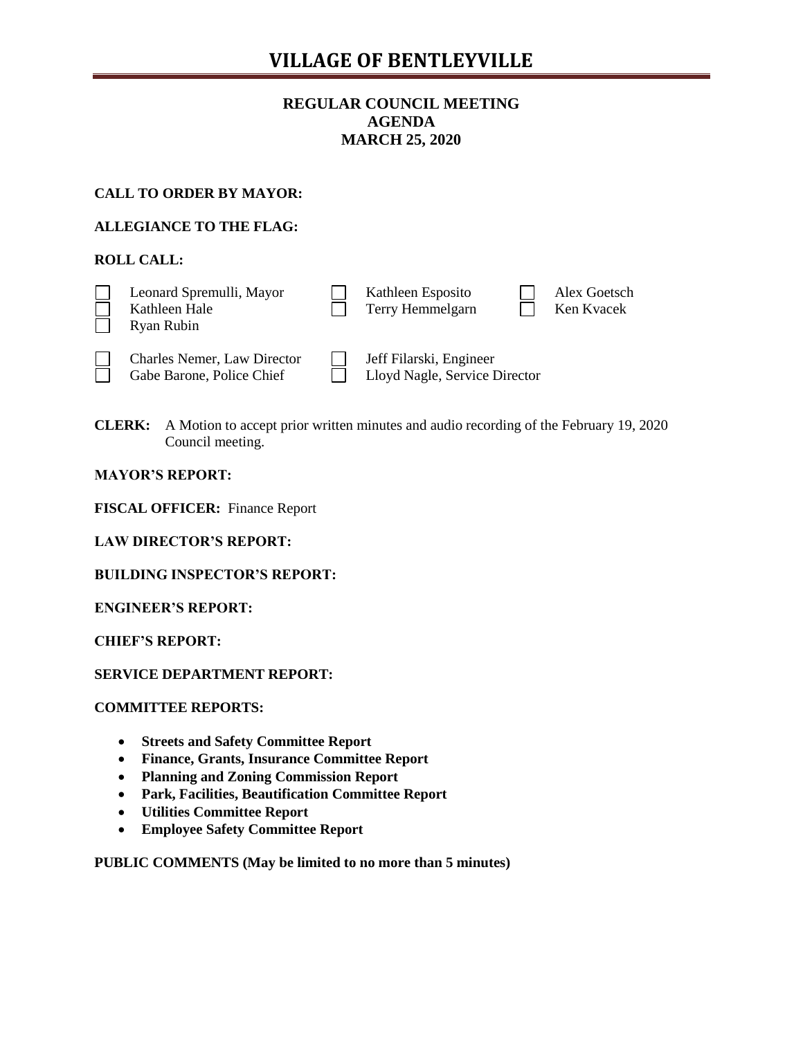# VILLAGE OF BENTLEYVILLE

**REGULAR COUNCIL MEETING**
**AGENDA**
**MARCH 25, 2020**

**CALL TO ORDER BY MAYOR:**

**ALLEGIANCE TO THE FLAG:**

**ROLL CALL:**

- ☐ Leonard Spremulli, Mayor
- ☐ Kathleen Hale
- ☐ Ryan Rubin
- ☐ Kathleen Esposito
- ☐ Terry Hemmelgarn
- ☐ Alex Goetsch
- ☐ Ken Kvacek

- ☐ Charles Nemer, Law Director
- ☐ Gabe Barone, Police Chief
- ☐ Jeff Filarski, Engineer
- ☐ Lloyd Nagle, Service Director

**CLERK:** A Motion to accept prior written minutes and audio recording of the February 19, 2020 Council meeting.

**MAYOR'S REPORT:**

**FISCAL OFFICER:** Finance Report

**LAW DIRECTOR'S REPORT:**

**BUILDING INSPECTOR'S REPORT:**

**ENGINEER'S REPORT:**

**CHIEF'S REPORT:**

**SERVICE DEPARTMENT REPORT:**

**COMMITTEE REPORTS:**

- **Streets and Safety Committee Report**
- **Finance, Grants, Insurance Committee Report**
- **Planning and Zoning Commission Report**
- **Park, Facilities, Beautification Committee Report**
- **Utilities Committee Report**
- **Employee Safety Committee Report**

**PUBLIC COMMENTS (May be limited to no more than 5 minutes)**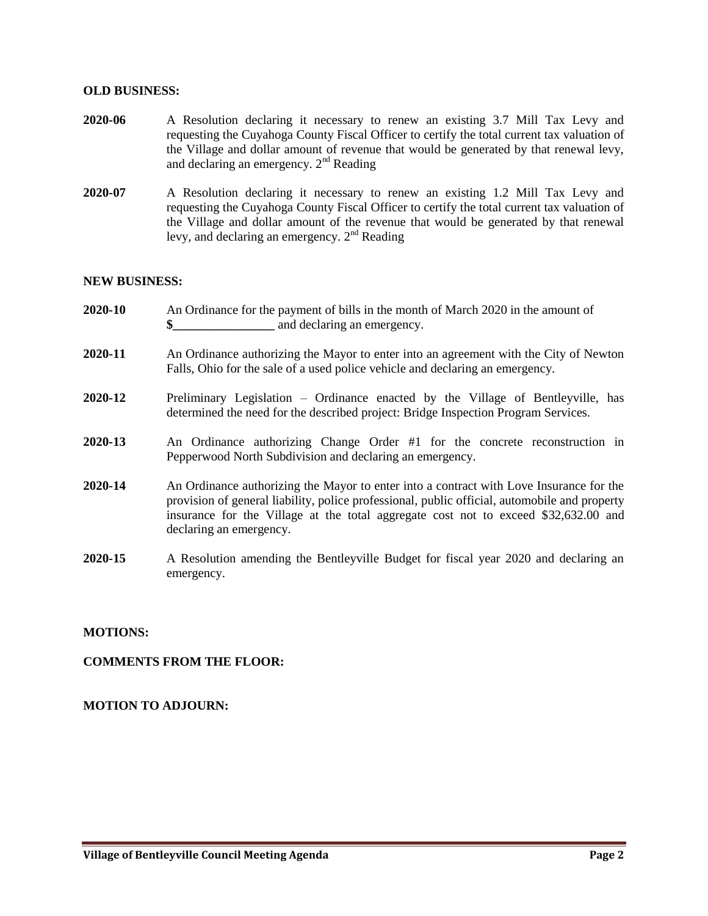**OLD BUSINESS:**

**2020-06** A Resolution declaring it necessary to renew an existing 3.7 Mill Tax Levy and requesting the Cuyahoga County Fiscal Officer to certify the total current tax valuation of the Village and dollar amount of revenue that would be generated by that renewal levy, and declaring an emergency. 2nd Reading

**2020-07** A Resolution declaring it necessary to renew an existing 1.2 Mill Tax Levy and requesting the Cuyahoga County Fiscal Officer to certify the total current tax valuation of the Village and dollar amount of the revenue that would be generated by that renewal levy, and declaring an emergency. 2nd Reading

**NEW BUSINESS:**

**2020-10** An Ordinance for the payment of bills in the month of March 2020 in the amount of **$________________** and declaring an emergency.

**2020-11** An Ordinance authorizing the Mayor to enter into an agreement with the City of Newton Falls, Ohio for the sale of a used police vehicle and declaring an emergency.

**2020-12** Preliminary Legislation – Ordinance enacted by the Village of Bentleyville, has determined the need for the described project: Bridge Inspection Program Services.

**2020-13** An Ordinance authorizing Change Order #1 for the concrete reconstruction in Pepperwood North Subdivision and declaring an emergency.

**2020-14** An Ordinance authorizing the Mayor to enter into a contract with Love Insurance for the provision of general liability, police professional, public official, automobile and property insurance for the Village at the total aggregate cost not to exceed $32,632.00 and declaring an emergency.

**2020-15** A Resolution amending the Bentleyville Budget for fiscal year 2020 and declaring an emergency.

**MOTIONS:**

**COMMENTS FROM THE FLOOR:**

**MOTION TO ADJOURN:**